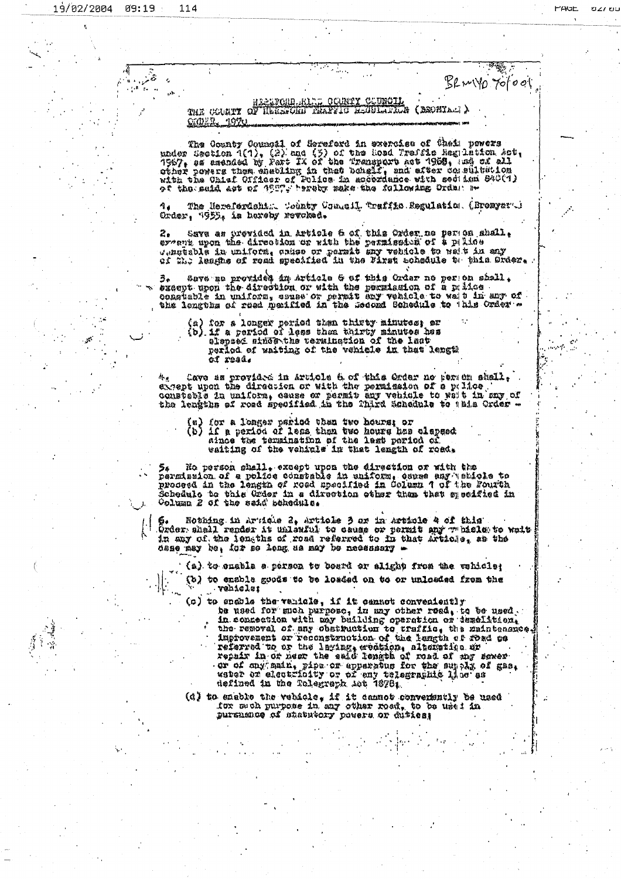BRM/40 70/001

HEREFORDSHIRE COUNTY COUNCIL

THE COUNTY OF HEREFORD TRAFFIC REGULATION (BROMYARD) ORDER, 1970

The County Council of Hereford in exercise of their powers under Section 1(1), (2) and (3) of the Road Traffic Regulation Act, 1967, as amended by Part IX of the Transport Act 1968, and of all other powers them enabling in that behalf, and after consultation with the Chief Officer of Police in accordance with section 84C(1) of the said Act of 1967, hereby make the following Order:-

1. The Herefordshire County Council Traffic Regulation (Bromyard) Order, 1955, is hereby revoked.

2. Save as provided in Article 6 of this Order no person shall, except upon the direction or with the permission of a police constable in uniform, cause or permit any vehicle to wait in any of the lengths of road specified in the First Schedule to this Order.

3. Save as provided in Article 6 of this Order no person shall, except upon the direction or with the permission of a police constable in uniform, cause or permit any vehicle to wait in any of the lengths of road specified in the Second Schedule to this Order -

(a) for a longer period than thirty minutes; or
(b) if a period of less than thirty minutes has elapsed since the termination of the last period of waiting of the vehicle in that length of road.

4. Save as provided in Article 6 of this Order no person shall, except upon the direction or with the permission of a police constable in uniform, cause or permit any vehicle to wait in any of the lengths of road specified in the Third Schedule to this Order -

(a) for a longer period than two hours; or
(b) if a period of less than two hours has elapsed since the termination of the last period of waiting of the vehicle in that length of road.

5. No person shall, except upon the direction or with the permission of a police constable in uniform, cause any vehicle to proceed in the length of road specified in Column 1 of the Fourth Schedule to this Order in a direction other than that specified in Column 2 of the said schedule.

6. Nothing in Article 2, Article 3 or in Article 4 of this Order shall render it unlawful to cause or permit any vehicle to wait in any of the lengths of road referred to in that Article, as the case may be, for so long as may be necessary -

(a) to enable a person to board or alight from the vehicle;

(b) to enable goods to be loaded on to or unloaded from the vehicle;

(c) to enable the vehicle, if it cannot conveniently be used for such purpose, in any other road, to be used in connection with any building operation or demolition, the removal of any obstruction to traffic, the maintenance, improvement or reconstruction of the length of road so referred to or the laying, erection, alteration or repair in or near the said length of road of any sewer or of any main, pipe or apparatus for the supply of gas, water or electricity or of any telegraphic line as defined in the Telegraph Act 1878;

(d) to enable the vehicle, if it cannot conveniently be used for such purpose in any other road, to be used in pursuance of statutory powers or duties;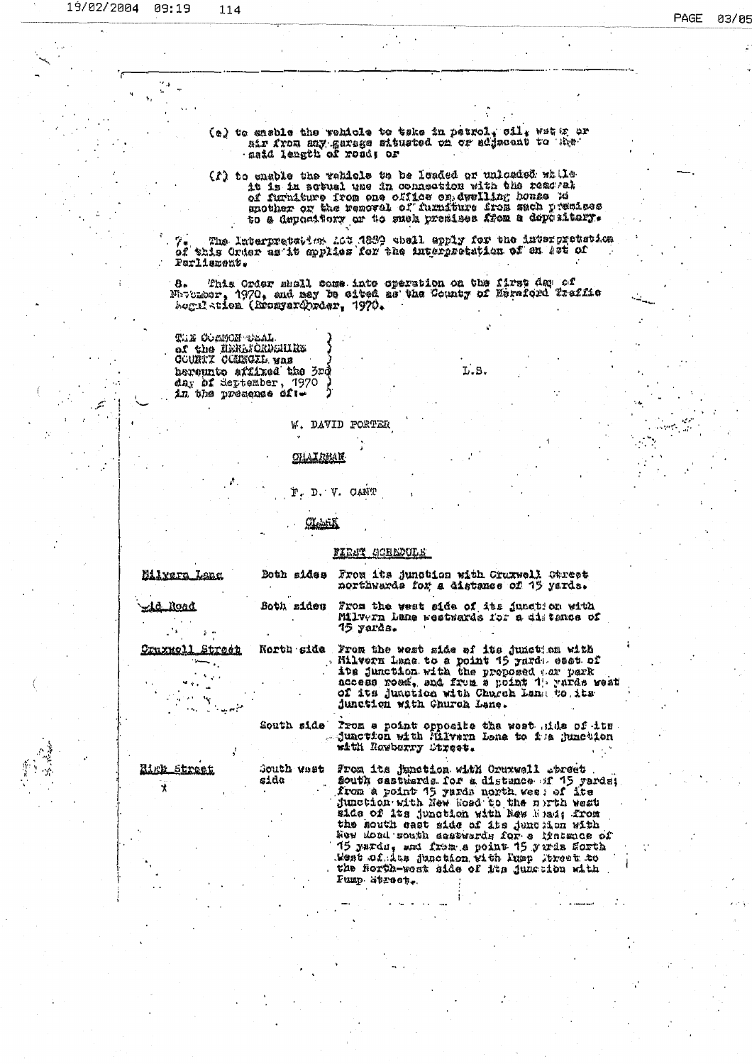(e) to enable the vehicle to take in petrol, oil, water or air from any garage situated on or adjacent to the said length of road; or

(f) to enable the vehicle to be loaded or unloaded while it is in actual use in connection with the removal of furniture from one office or dwelling house to another or the removal of furniture from such premises to a depository or to such premises from a depository.

7. The Interpretation Act 1889 shall apply for the interpretation of this Order as it applies for the interpretation of an Act of Parliament.

8. This Order shall come into operation on the first day of November, 1970, and may be cited as the County of Hereford Traffic Regulation (Bromyard) Order, 1970.

THE COMMON SEAL of the HEREFORDSHIRE COUNTY COUNCIL was hereunto affixed the 3rd day of September, 1970 in the presence of:-

L.S.

W. DAVID PORTER

CHAIRMAN

F. D. V. CANT

CLERK

## FIRST SCHEDULE

| | | |
|---|---|---|
| Milvern Lane | Both sides | From its junction with Cruxwell Street northwards for a distance of 15 yards. |
| Old Road | Both sides | From the west side of its junction with Milvern Lane westwards for a distance of 15 yards. |
| Cruxwell Street | North side | From the west side of its junction with Milvern Lane to a point 15 yards east of its junction with the proposed car park access road, and from a point 15 yards west of its junction with Church Lane to its junction with Church Lane. |
| | South side | From a point opposite the west side of its junction with Milvern Lane to its junction with Rowberry Street. |
| High Street x | South west side | From its junction with Cruxwell Street south eastwards for a distance of 15 yards; from a point 15 yards north west of its junction with New Road to the north west side of its junction with New Road; from the south east side of its junction with New Road south eastwards for a distance of 15 yards, and from a point 15 yards North West of its junction with Pump Street to the North-west side of its junction with Pump Street. |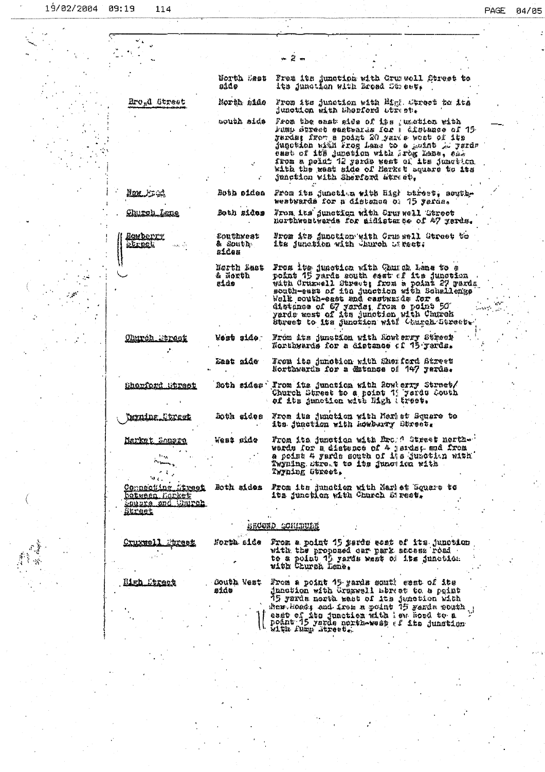| | | |
|---|---|---|
| | North East side | From its junction with Crumwell Street to its junction with Broad Street. |
| Broad Street | North side | From its junction with High Street to its junction with Sherford Street. |
| | South side | From the east side of its junction with Pump Street eastwards for a distance of 15 yards; from a point 20 yards west of its junction with Frog Lane to a point 20 yards east of its junction with Frog Lane, and from a point 12 yards west of its junction with the west side of Market Square to its junction with Sherford Street. |
| New Road | Both sides | From its junction with High Street, south-westwards for a distance of 15 yards. |
| Church Lane | Both sides | From its junction with Crumwell Street northwestwards for a distance of 47 yards. |
| Rowberry Street | Southwest & South-sides | From its junction with Crumwell Street to its junction with Church Street. |
| | North East & North side | From its junction with Church Lane to a point 15 yards south east of its junction with Crumwell Street; from a point 27 yards south-east of its junction with Schallenge Walk south-east and eastwards for a distance of 67 yards; from a point 50 yards west of its junction with Church Street to its junction with Church Street. |
| Church Street | West side | From its junction with Rowberry Street Northwards for a distance of 15 yards. |
| | East side | From its junction with Sherford Street Northwards for a distance of 147 yards. |
| Sherford Street | Both sides | From its junction with Rowberry Street/Church Street to a point 15 yards South of its junction with High Street. |
| Twyning Street | Both sides | From its junction with Market Square to its junction with Rowberry Street. |
| Market Square | West side | From its junction with Broad Street northwards for a distance of 4 yards; and from a point 4 yards south of its junction with Twyning Street to its junction with Twyning Street. |
| Connecting Street between Market Square and Church Street | Both sides | From its junction with Market Square to its junction with Church Street. |

## SECOND SCHEDULE

| | | |
|---|---|---|
| Crumwell Street | North side | From a point 15 yards east of its junction with the proposed car park access road to a point 15 yards west of its junction with Church Lane. |
| High Street | South West side | From a point 15 yards south east of its junction with Crumwell Street to a point 15 yards north west of its junction with New Road; and from a point 15 yards south east of its junction with New Road to a point 15 yards north-west of its junction with Pump Street. |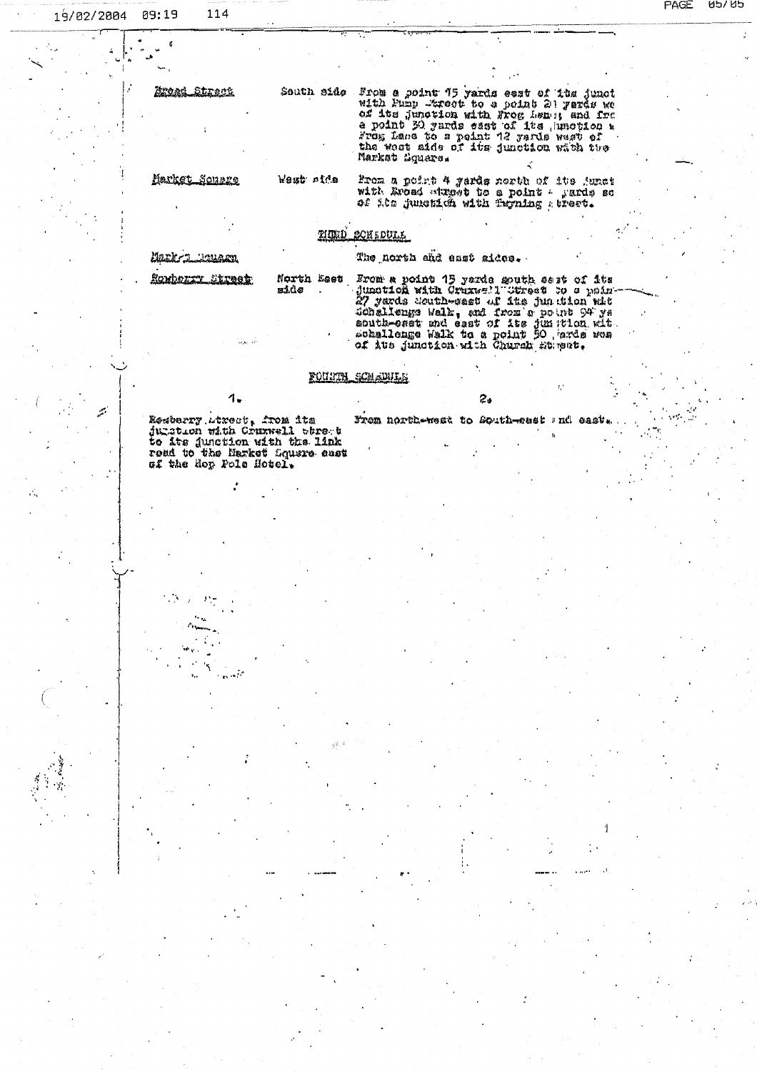| | | |
|---|---|---|
| Broad Street | South side | From a point 15 yards east of its junct with Pump Street to a point 21 yards we of its junction with Frog Lane; and fro a point 30 yards east of its junction w Frog Lane to a point 12 yards west of the west side of its junction with the Market Square. |
| Market Square | West side | From a point 4 yards north of its junct with Broad Street to a point yards so of its junction with Twyning Street. |

## THIRD SCHEDULE

| | | |
|---|---|---|
| Market Square | | The north and east sides. |
| Newberry Street | North East side | From a point 15 yards south east of its junction with Cromwell Street to a poin 27 yards south-east of its junction wit Challenge Walk, and from a point 94 ya south-east and east of its junction wit Challenge Walk to a point 50 yards wes of its junction with Church Street. |

## FOURTH SCHEDULE

| 1. | 2. |
|---|---|
| Newberry Street, from its junction with Cromwell street to its junction with the link road to the Market Square east of the Hop Pole Hotel. | From north-west to South-east and east. |